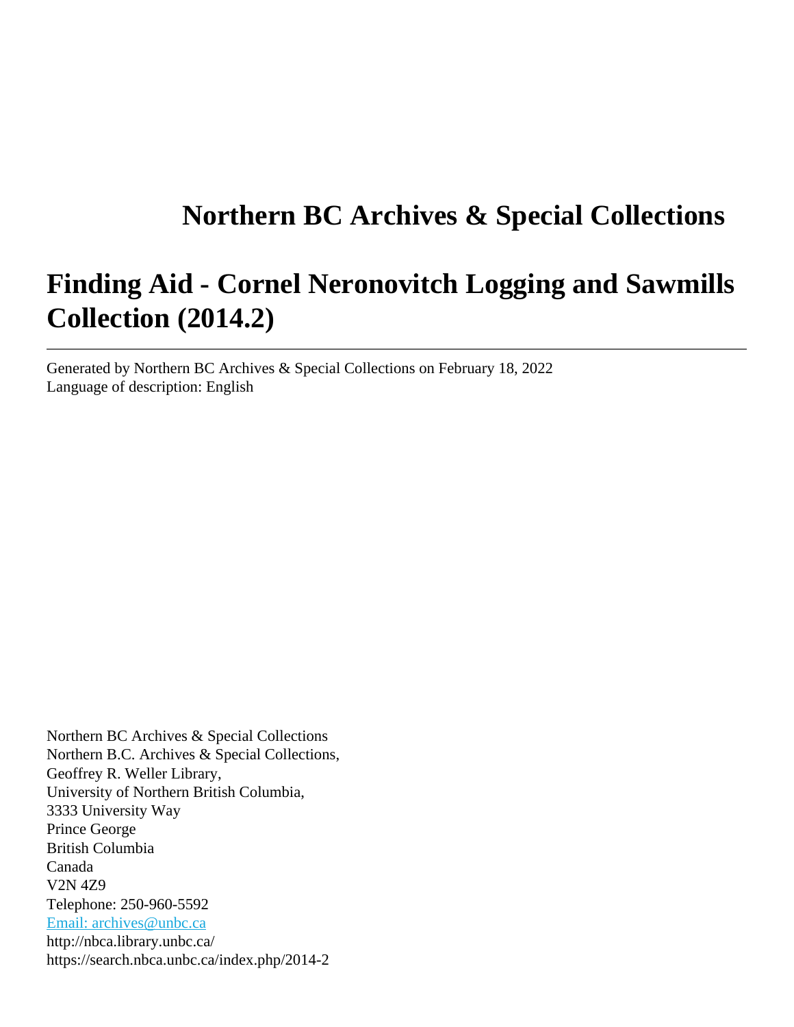# Northern BC Archives & Special Collections

# Finding Aid - Cornel Neronovitch Logging and Sawmills Collection (2014.2)

---

Generated by Northern BC Archives & Special Collections on February 18, 2022
Language of description: English

Northern BC Archives & Special Collections
Northern B.C. Archives & Special Collections,
Geoffrey R. Weller Library,
University of Northern British Columbia,
3333 University Way
Prince George
British Columbia
Canada
V2N 4Z9
Telephone: 250-960-5592
Email: archives@unbc.ca
http://nbca.library.unbc.ca/
https://search.nbca.unbc.ca/index.php/2014-2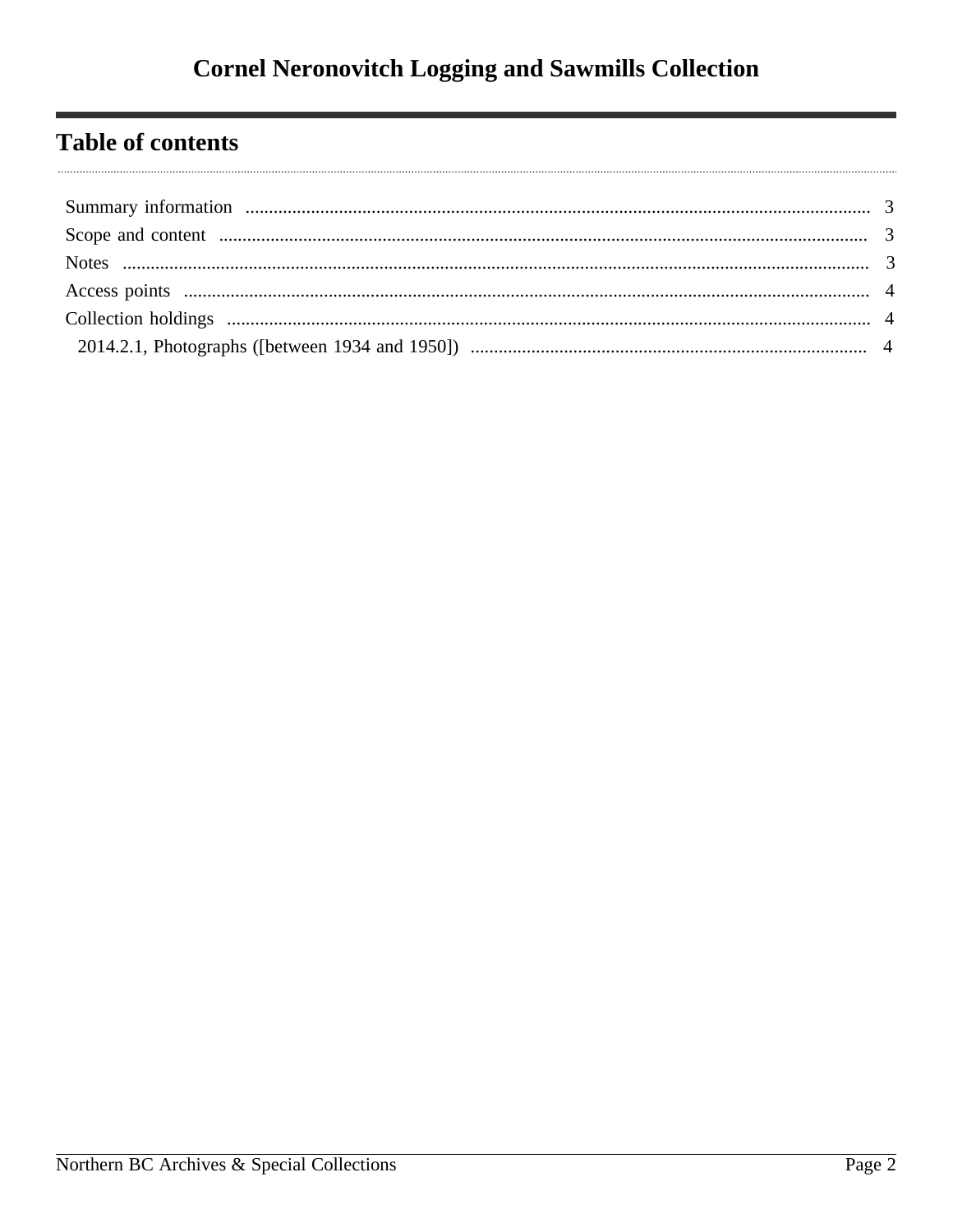# Cornel Neronovitch Logging and Sawmills Collection

## Table of contents

- Summary information ........ 3
- Scope and content ........ 3
- Notes ........ 3
- Access points ........ 4
- Collection holdings ........ 4
  - 2014.2.1, Photographs ([between 1934 and 1950]) ........ 4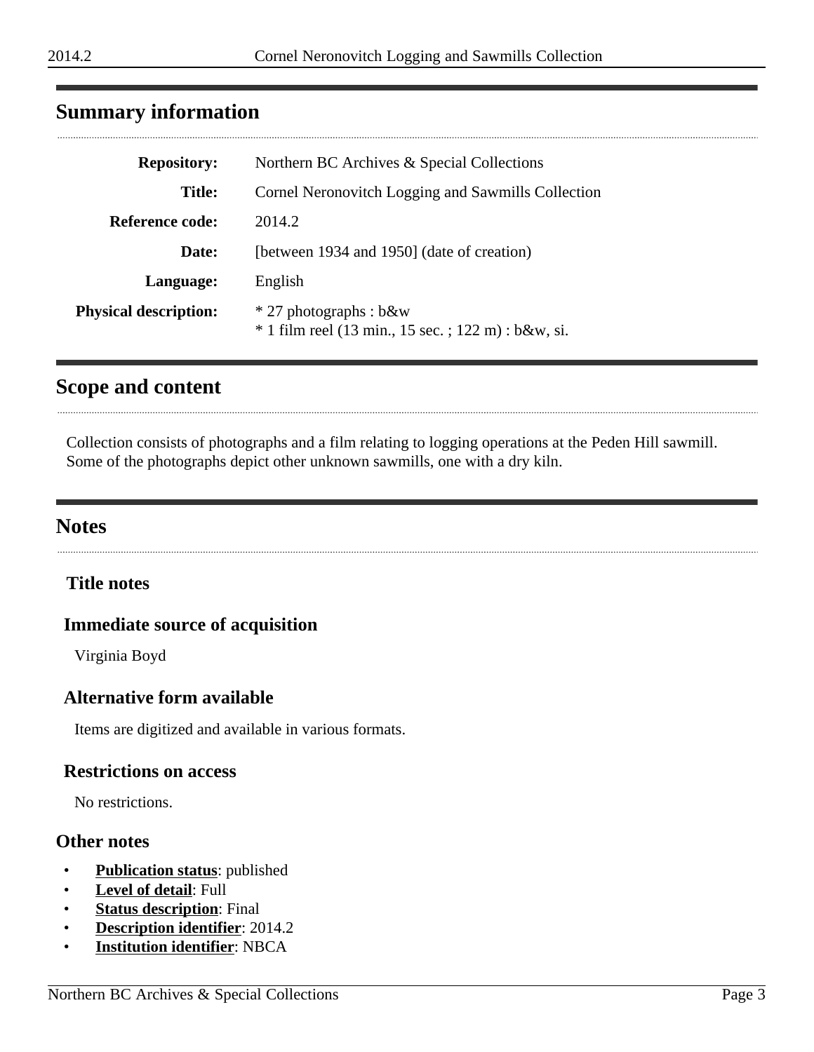## Summary information

| | |
|---|---|
| **Repository:** | Northern BC Archives & Special Collections |
| **Title:** | Cornel Neronovitch Logging and Sawmills Collection |
| **Reference code:** | 2014.2 |
| **Date:** | [between 1934 and 1950] (date of creation) |
| **Language:** | English |
| **Physical description:** | * 27 photographs : b&w<br>* 1 film reel (13 min., 15 sec. ; 122 m) : b&w, si. |

## Scope and content

Collection consists of photographs and a film relating to logging operations at the Peden Hill sawmill. Some of the photographs depict other unknown sawmills, one with a dry kiln.

## Notes

### Title notes

### Immediate source of acquisition

Virginia Boyd

### Alternative form available

Items are digitized and available in various formats.

### Restrictions on access

No restrictions.

### Other notes

- **Publication status**: published
- **Level of detail**: Full
- **Status description**: Final
- **Description identifier**: 2014.2
- **Institution identifier**: NBCA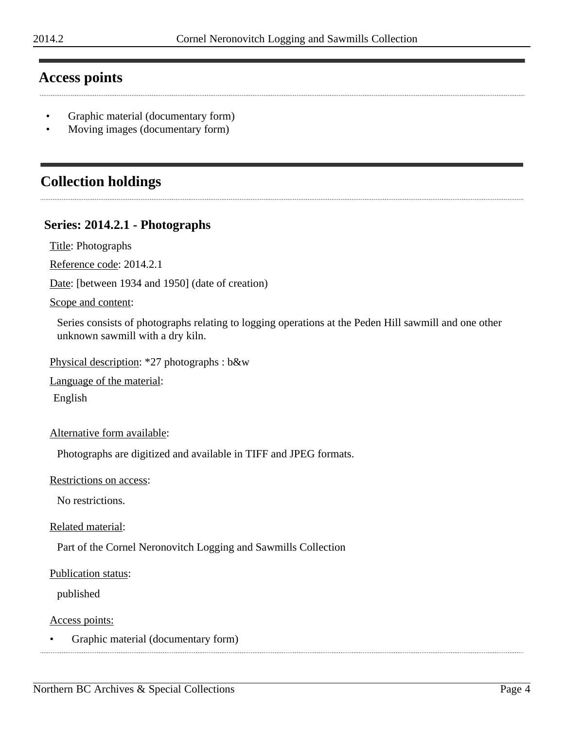## Access points

- Graphic material (documentary form)
- Moving images (documentary form)

## Collection holdings

### Series: 2014.2.1 - Photographs

Title: Photographs

Reference code: 2014.2.1

Date: [between 1934 and 1950] (date of creation)

Scope and content:

Series consists of photographs relating to logging operations at the Peden Hill sawmill and one other unknown sawmill with a dry kiln.

Physical description: *27 photographs : b&w

Language of the material:

English

Alternative form available:

Photographs are digitized and available in TIFF and JPEG formats.

Restrictions on access:

No restrictions.

Related material:

Part of the Cornel Neronovitch Logging and Sawmills Collection

Publication status:

published

Access points:

- Graphic material (documentary form)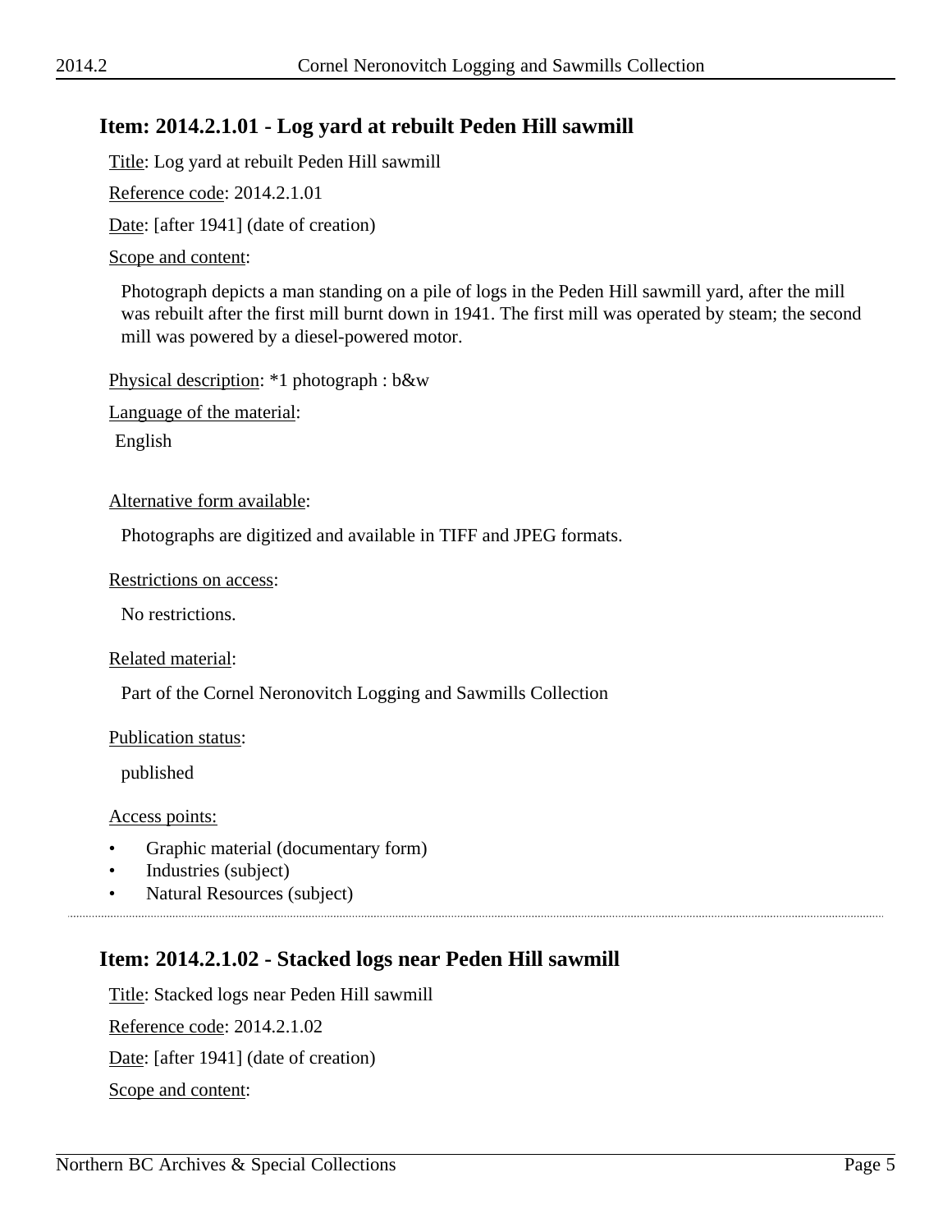## Item: 2014.2.1.01 - Log yard at rebuilt Peden Hill sawmill

Title: Log yard at rebuilt Peden Hill sawmill

Reference code: 2014.2.1.01

Date: [after 1941] (date of creation)

Scope and content:

Photograph depicts a man standing on a pile of logs in the Peden Hill sawmill yard, after the mill was rebuilt after the first mill burnt down in 1941. The first mill was operated by steam; the second mill was powered by a diesel-powered motor.

Physical description: *1 photograph : b&w

Language of the material:

English

Alternative form available:

Photographs are digitized and available in TIFF and JPEG formats.

Restrictions on access:

No restrictions.

Related material:

Part of the Cornel Neronovitch Logging and Sawmills Collection

Publication status:

published

Access points:

- Graphic material (documentary form)
- Industries (subject)
- Natural Resources (subject)

---

## Item: 2014.2.1.02 - Stacked logs near Peden Hill sawmill

Title: Stacked logs near Peden Hill sawmill

Reference code: 2014.2.1.02

Date: [after 1941] (date of creation)

Scope and content: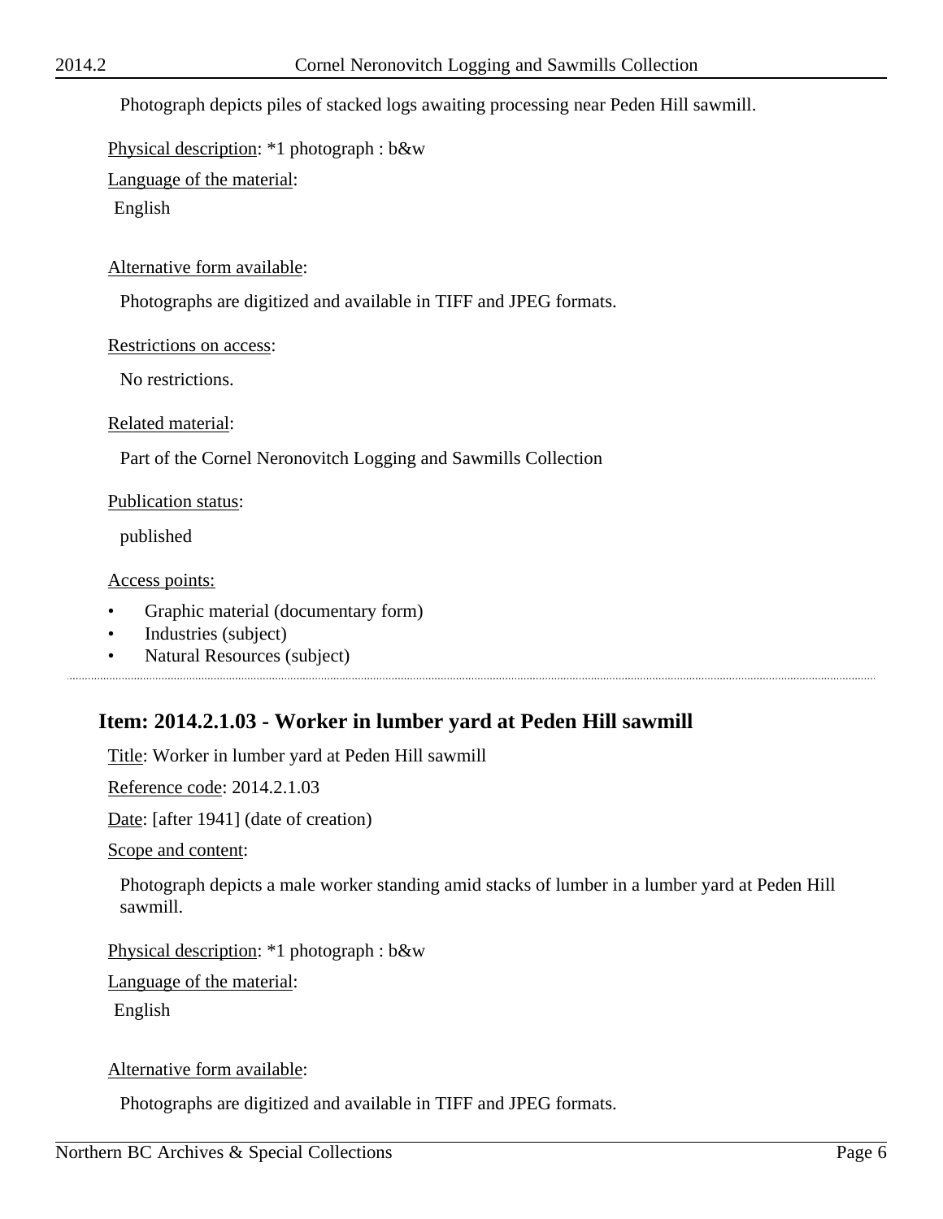Photograph depicts piles of stacked logs awaiting processing near Peden Hill sawmill.

Physical description: *1 photograph : b&w

Language of the material:

English

Alternative form available:

Photographs are digitized and available in TIFF and JPEG formats.

Restrictions on access:

No restrictions.

Related material:

Part of the Cornel Neronovitch Logging and Sawmills Collection

Publication status:

published

Access points:

- Graphic material (documentary form)
- Industries (subject)
- Natural Resources (subject)

---

## Item: 2014.2.1.03 - Worker in lumber yard at Peden Hill sawmill

Title: Worker in lumber yard at Peden Hill sawmill

Reference code: 2014.2.1.03

Date: [after 1941] (date of creation)

Scope and content:

Photograph depicts a male worker standing amid stacks of lumber in a lumber yard at Peden Hill sawmill.

Physical description: *1 photograph : b&w

Language of the material:

English

Alternative form available:

Photographs are digitized and available in TIFF and JPEG formats.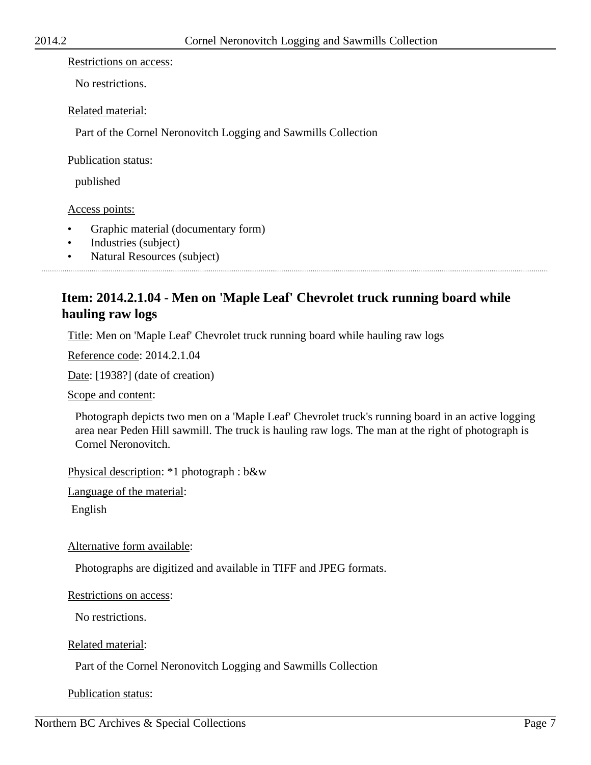Restrictions on access:

No restrictions.

Related material:

Part of the Cornel Neronovitch Logging and Sawmills Collection

Publication status:

published

Access points:

- Graphic material (documentary form)
- Industries (subject)
- Natural Resources (subject)

---

### Item: 2014.2.1.04 - Men on 'Maple Leaf' Chevrolet truck running board while hauling raw logs

Title: Men on 'Maple Leaf' Chevrolet truck running board while hauling raw logs

Reference code: 2014.2.1.04

Date: [1938?] (date of creation)

Scope and content:

Photograph depicts two men on a 'Maple Leaf' Chevrolet truck's running board in an active logging area near Peden Hill sawmill. The truck is hauling raw logs. The man at the right of photograph is Cornel Neronovitch.

Physical description: *1 photograph : b&w

Language of the material:

English

Alternative form available:

Photographs are digitized and available in TIFF and JPEG formats.

Restrictions on access:

No restrictions.

Related material:

Part of the Cornel Neronovitch Logging and Sawmills Collection

Publication status: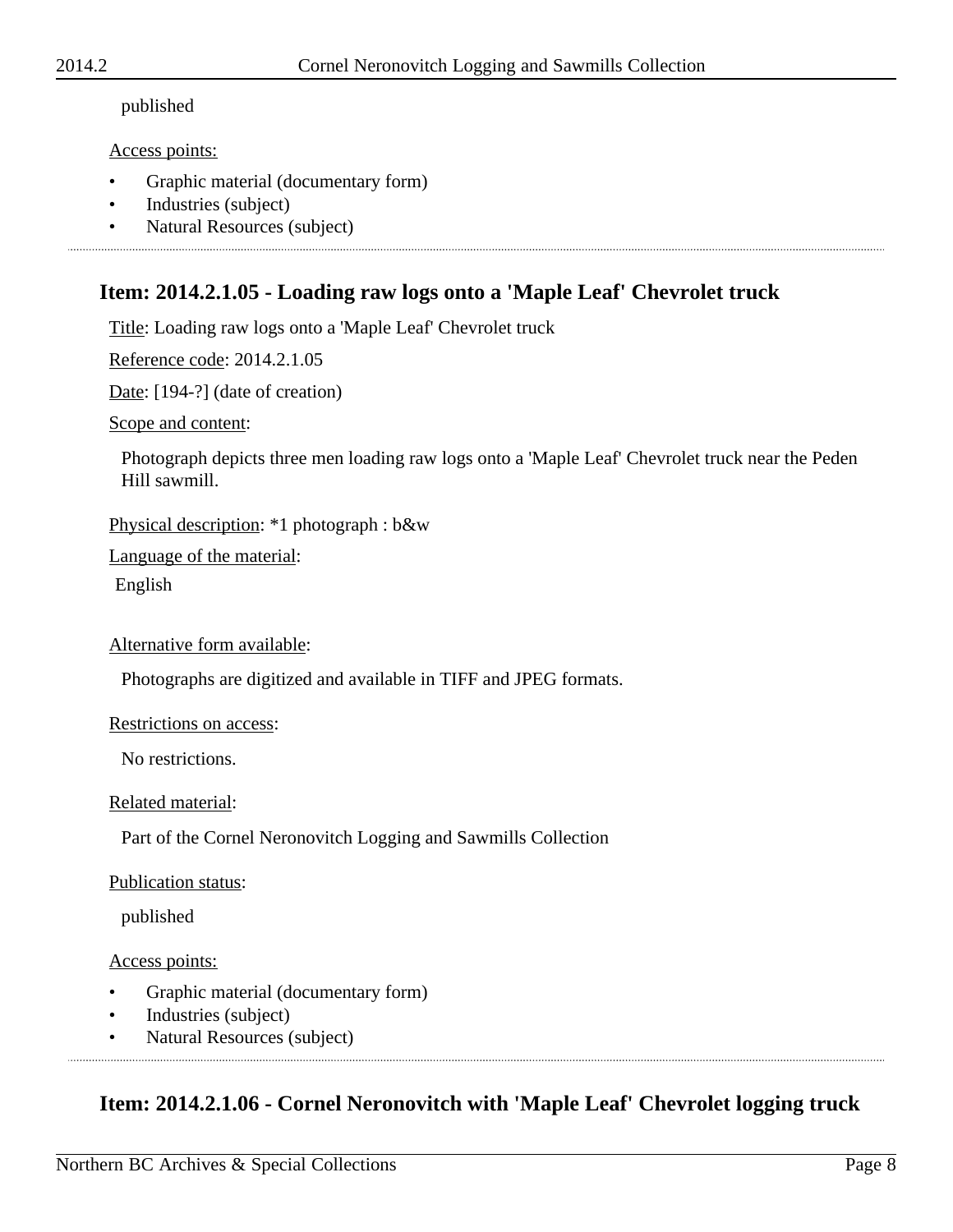published

Access points:

- Graphic material (documentary form)
- Industries (subject)
- Natural Resources (subject)

---

## Item: 2014.2.1.05 - Loading raw logs onto a 'Maple Leaf' Chevrolet truck

Title: Loading raw logs onto a 'Maple Leaf' Chevrolet truck

Reference code: 2014.2.1.05

Date: [194-?] (date of creation)

Scope and content:

Photograph depicts three men loading raw logs onto a 'Maple Leaf' Chevrolet truck near the Peden Hill sawmill.

Physical description: *1 photograph : b&w

Language of the material:

English

Alternative form available:

Photographs are digitized and available in TIFF and JPEG formats.

Restrictions on access:

No restrictions.

Related material:

Part of the Cornel Neronovitch Logging and Sawmills Collection

Publication status:

published

Access points:

- Graphic material (documentary form)
- Industries (subject)
- Natural Resources (subject)

---

## Item: 2014.2.1.06 - Cornel Neronovitch with 'Maple Leaf' Chevrolet logging truck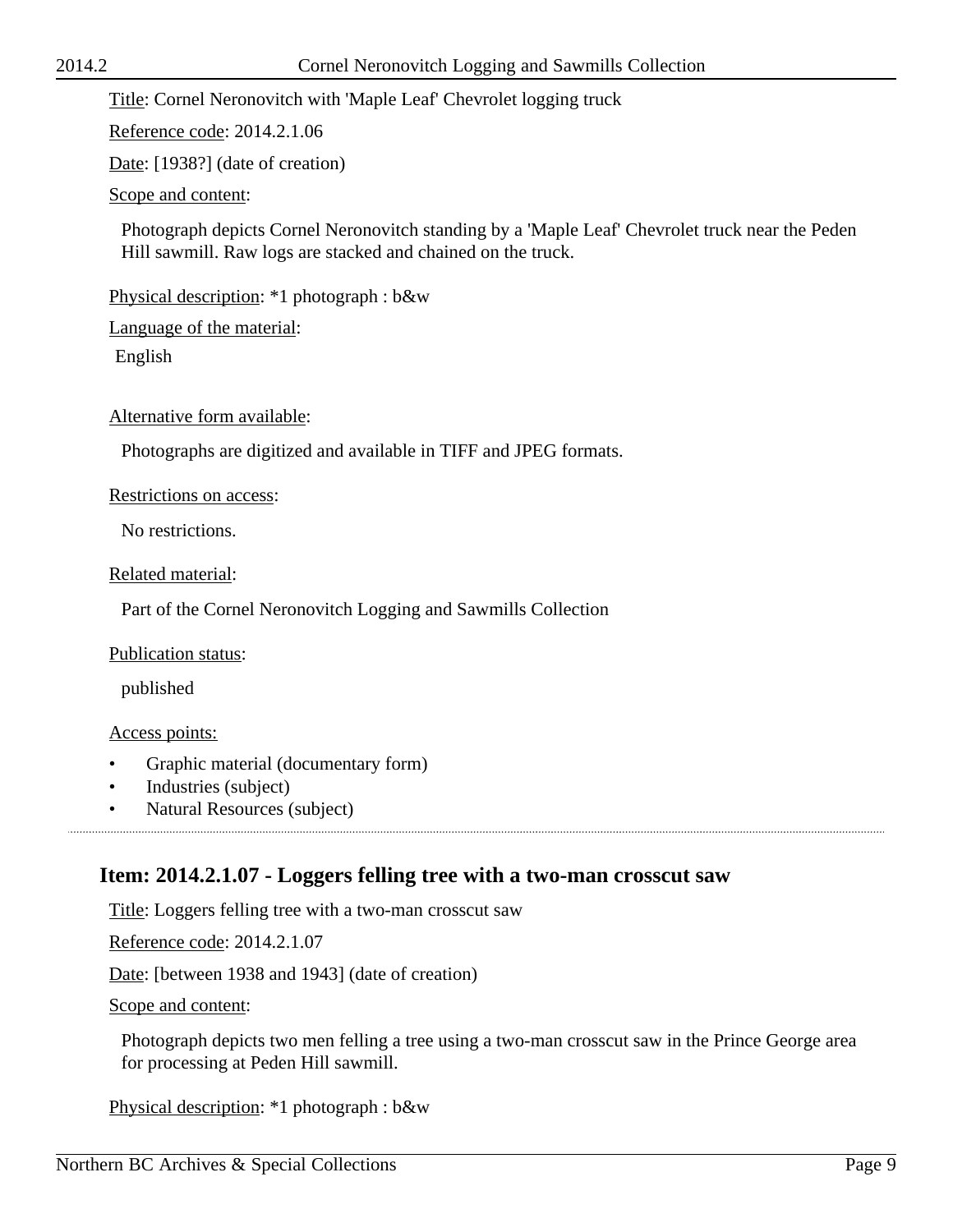Title: Cornel Neronovitch with 'Maple Leaf' Chevrolet logging truck

Reference code: 2014.2.1.06

Date: [1938?] (date of creation)

Scope and content:

Photograph depicts Cornel Neronovitch standing by a 'Maple Leaf' Chevrolet truck near the Peden Hill sawmill. Raw logs are stacked and chained on the truck.

Physical description: *1 photograph : b&w

Language of the material:

English

Alternative form available:

Photographs are digitized and available in TIFF and JPEG formats.

Restrictions on access:

No restrictions.

Related material:

Part of the Cornel Neronovitch Logging and Sawmills Collection

Publication status:

published

Access points:

- Graphic material (documentary form)
- Industries (subject)
- Natural Resources (subject)

## Item: 2014.2.1.07 - Loggers felling tree with a two-man crosscut saw

Title: Loggers felling tree with a two-man crosscut saw

Reference code: 2014.2.1.07

Date: [between 1938 and 1943] (date of creation)

Scope and content:

Photograph depicts two men felling a tree using a two-man crosscut saw in the Prince George area for processing at Peden Hill sawmill.

Physical description: *1 photograph : b&w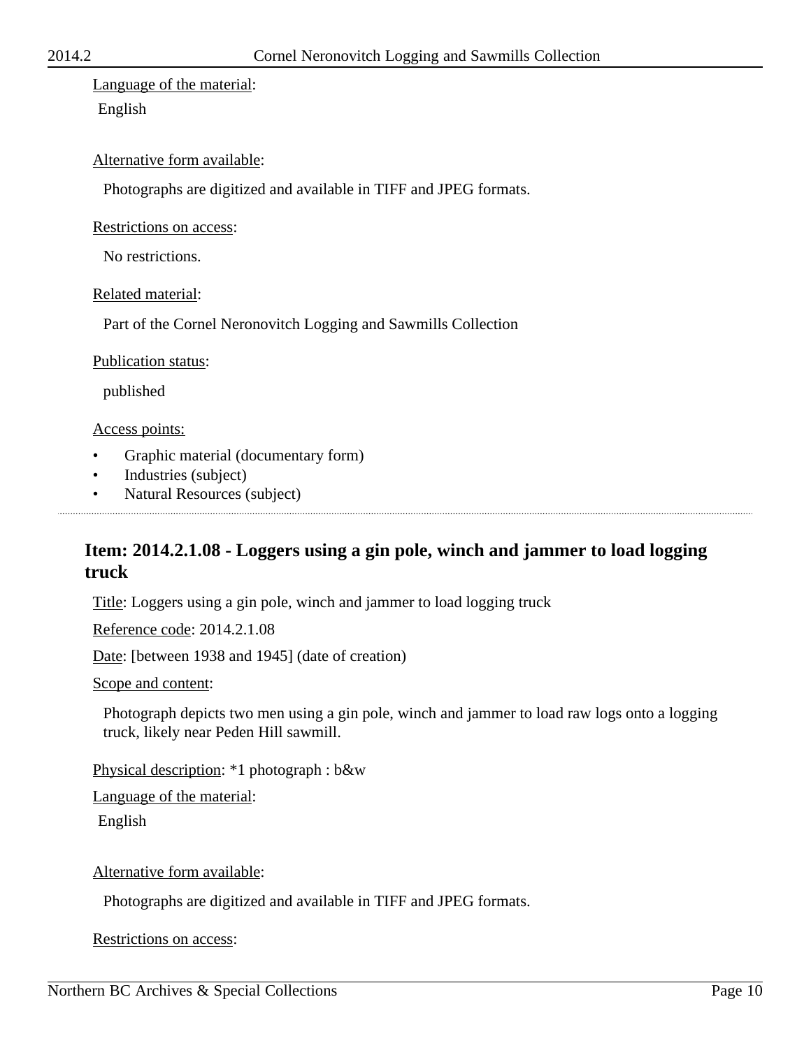Language of the material:

English

Alternative form available:

Photographs are digitized and available in TIFF and JPEG formats.

Restrictions on access:

No restrictions.

Related material:

Part of the Cornel Neronovitch Logging and Sawmills Collection

Publication status:

published

Access points:

- Graphic material (documentary form)
- Industries (subject)
- Natural Resources (subject)

---

## Item: 2014.2.1.08 - Loggers using a gin pole, winch and jammer to load logging truck

Title: Loggers using a gin pole, winch and jammer to load logging truck

Reference code: 2014.2.1.08

Date: [between 1938 and 1945] (date of creation)

Scope and content:

Photograph depicts two men using a gin pole, winch and jammer to load raw logs onto a logging truck, likely near Peden Hill sawmill.

Physical description: *1 photograph : b&w

Language of the material:

English

Alternative form available:

Photographs are digitized and available in TIFF and JPEG formats.

Restrictions on access: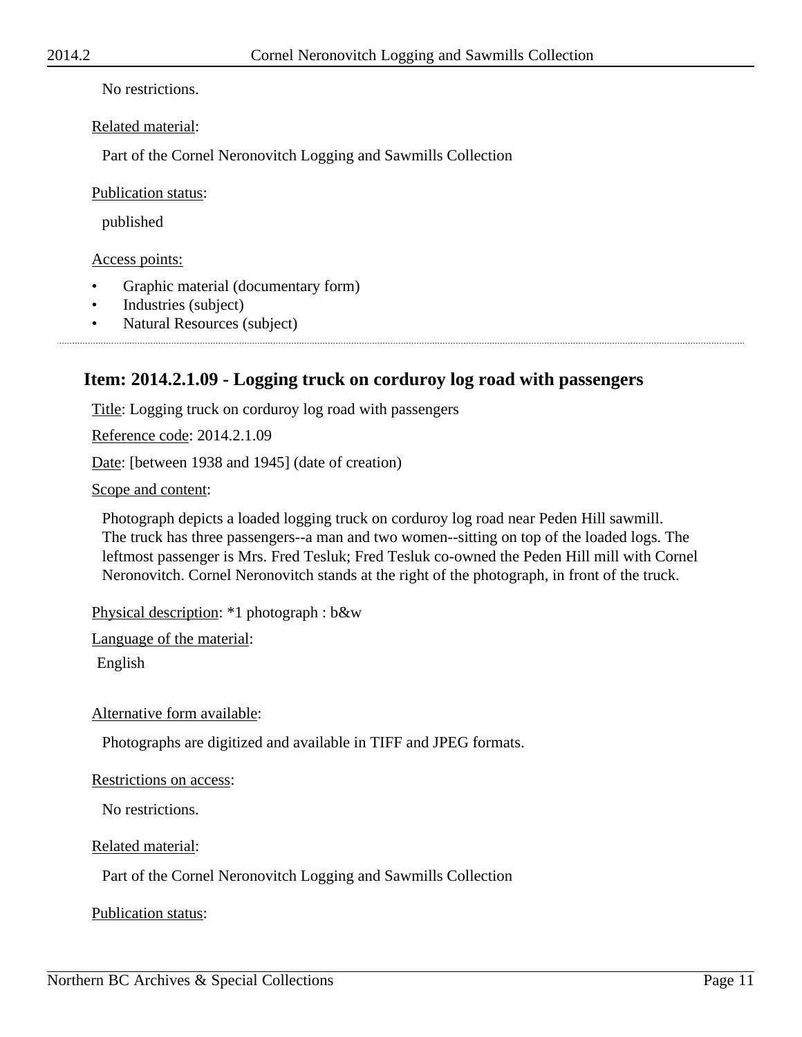No restrictions.

Related material:

Part of the Cornel Neronovitch Logging and Sawmills Collection

Publication status:

published

Access points:

- Graphic material (documentary form)
- Industries (subject)
- Natural Resources (subject)

---

## Item: 2014.2.1.09 - Logging truck on corduroy log road with passengers

Title: Logging truck on corduroy log road with passengers

Reference code: 2014.2.1.09

Date: [between 1938 and 1945] (date of creation)

Scope and content:

Photograph depicts a loaded logging truck on corduroy log road near Peden Hill sawmill. The truck has three passengers--a man and two women--sitting on top of the loaded logs. The leftmost passenger is Mrs. Fred Tesluk; Fred Tesluk co-owned the Peden Hill mill with Cornel Neronovitch. Cornel Neronovitch stands at the right of the photograph, in front of the truck.

Physical description: *1 photograph : b&w

Language of the material:

English

Alternative form available:

Photographs are digitized and available in TIFF and JPEG formats.

Restrictions on access:

No restrictions.

Related material:

Part of the Cornel Neronovitch Logging and Sawmills Collection

Publication status: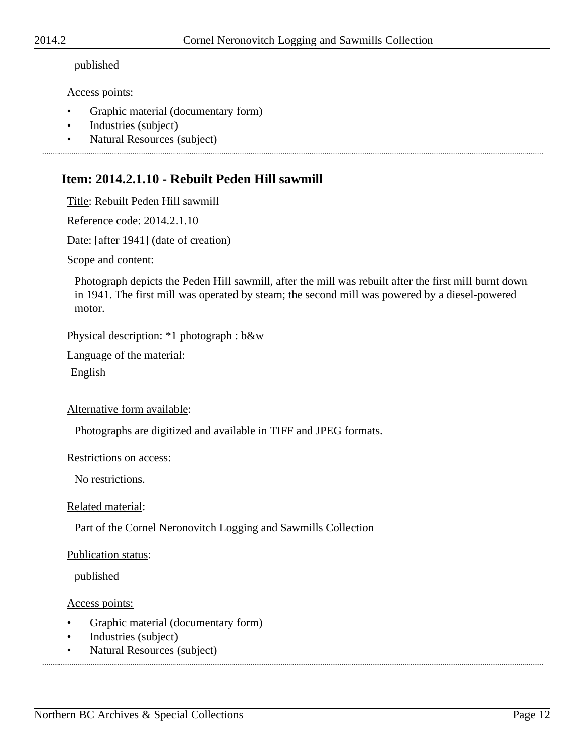published

Access points:

- Graphic material (documentary form)
- Industries (subject)
- Natural Resources (subject)

---

## Item: 2014.2.1.10 - Rebuilt Peden Hill sawmill

Title: Rebuilt Peden Hill sawmill

Reference code: 2014.2.1.10

Date: [after 1941] (date of creation)

Scope and content:

Photograph depicts the Peden Hill sawmill, after the mill was rebuilt after the first mill burnt down in 1941. The first mill was operated by steam; the second mill was powered by a diesel-powered motor.

Physical description: *1 photograph : b&w

Language of the material:

English

Alternative form available:

Photographs are digitized and available in TIFF and JPEG formats.

Restrictions on access:

No restrictions.

Related material:

Part of the Cornel Neronovitch Logging and Sawmills Collection

Publication status:

published

Access points:

- Graphic material (documentary form)
- Industries (subject)
- Natural Resources (subject)

---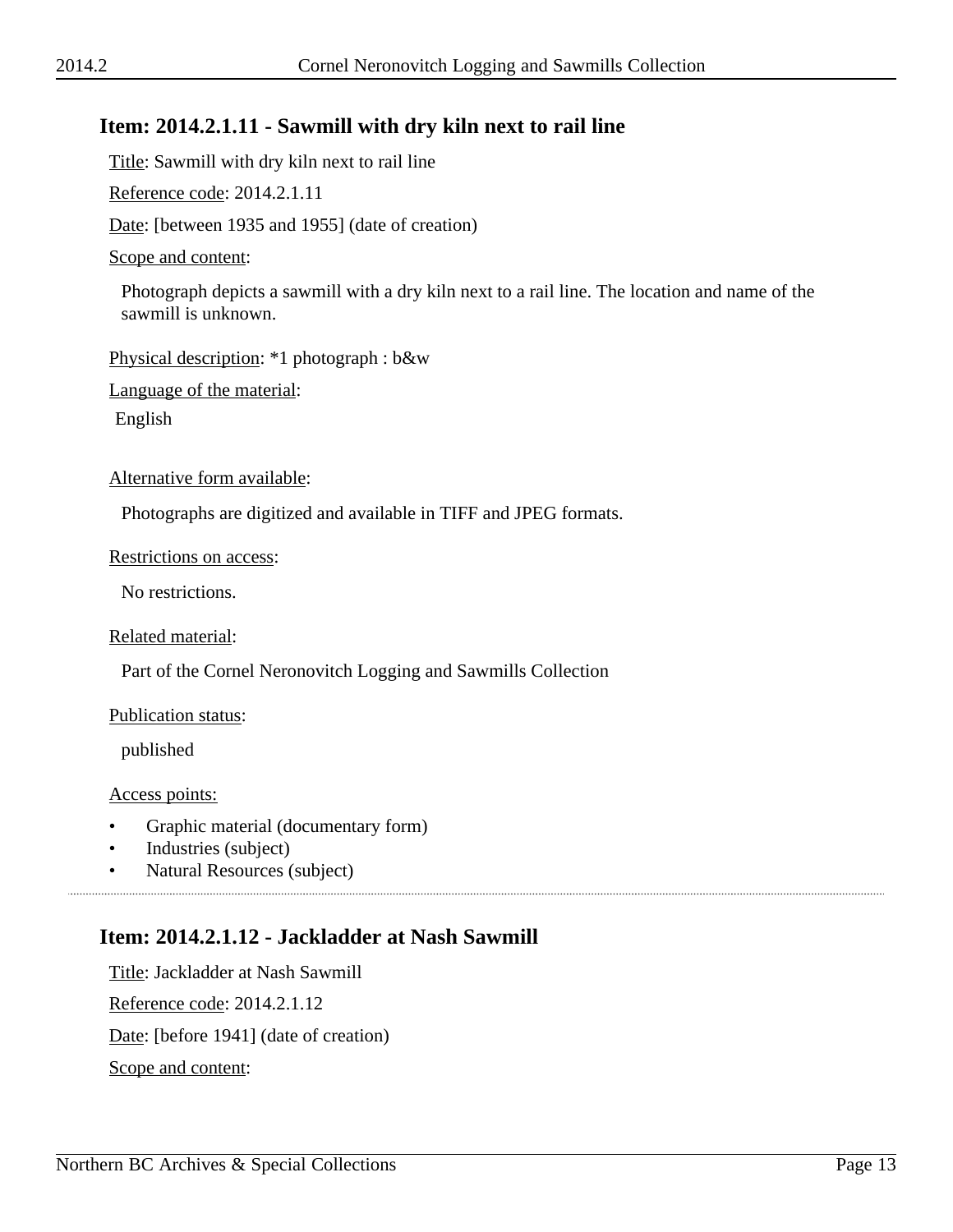## Item: 2014.2.1.11 - Sawmill with dry kiln next to rail line

Title: Sawmill with dry kiln next to rail line

Reference code: 2014.2.1.11

Date: [between 1935 and 1955] (date of creation)

Scope and content:

Photograph depicts a sawmill with a dry kiln next to a rail line. The location and name of the sawmill is unknown.

Physical description: *1 photograph : b&w

Language of the material:

English

Alternative form available:

Photographs are digitized and available in TIFF and JPEG formats.

Restrictions on access:

No restrictions.

Related material:

Part of the Cornel Neronovitch Logging and Sawmills Collection

Publication status:

published

Access points:

- Graphic material (documentary form)
- Industries (subject)
- Natural Resources (subject)

---

## Item: 2014.2.1.12 - Jackladder at Nash Sawmill

Title: Jackladder at Nash Sawmill

Reference code: 2014.2.1.12

Date: [before 1941] (date of creation)

Scope and content: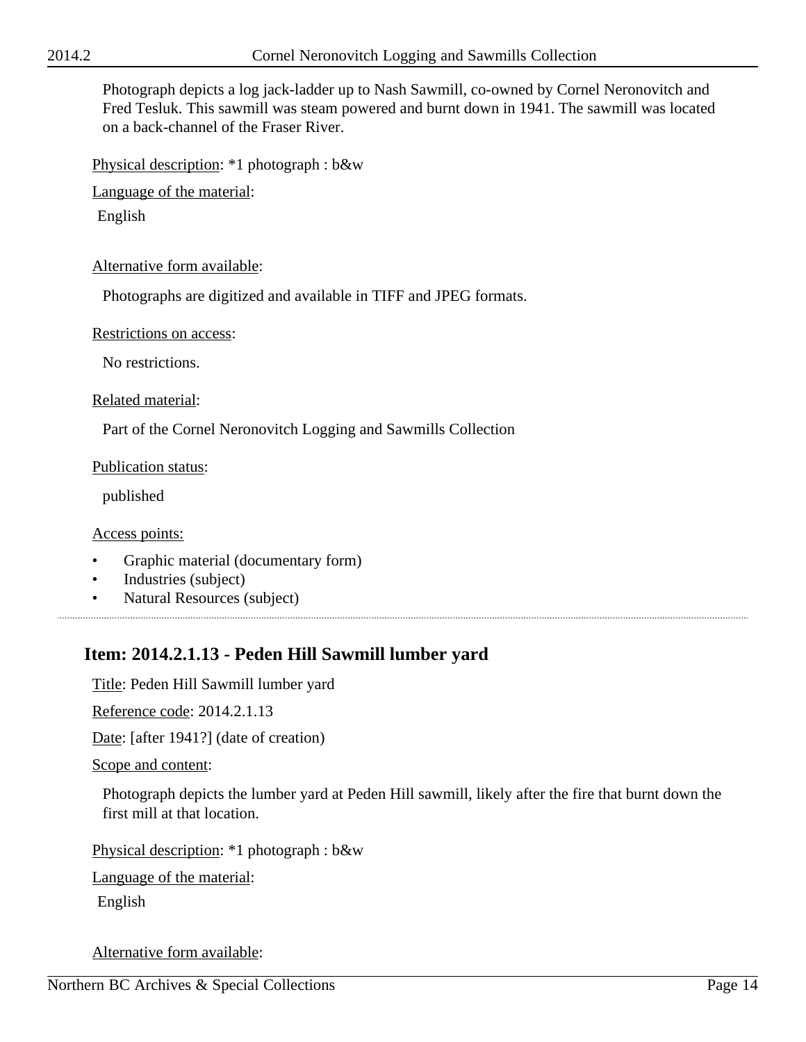Photograph depicts a log jack-ladder up to Nash Sawmill, co-owned by Cornel Neronovitch and Fred Tesluk. This sawmill was steam powered and burnt down in 1941. The sawmill was located on a back-channel of the Fraser River.

Physical description: *1 photograph : b&w

Language of the material:

English

Alternative form available:

Photographs are digitized and available in TIFF and JPEG formats.

Restrictions on access:

No restrictions.

Related material:

Part of the Cornel Neronovitch Logging and Sawmills Collection

Publication status:

published

Access points:

- Graphic material (documentary form)
- Industries (subject)
- Natural Resources (subject)

---

## Item: 2014.2.1.13 - Peden Hill Sawmill lumber yard

Title: Peden Hill Sawmill lumber yard

Reference code: 2014.2.1.13

Date: [after 1941?] (date of creation)

Scope and content:

Photograph depicts the lumber yard at Peden Hill sawmill, likely after the fire that burnt down the first mill at that location.

Physical description: *1 photograph : b&w

Language of the material:

English

Alternative form available: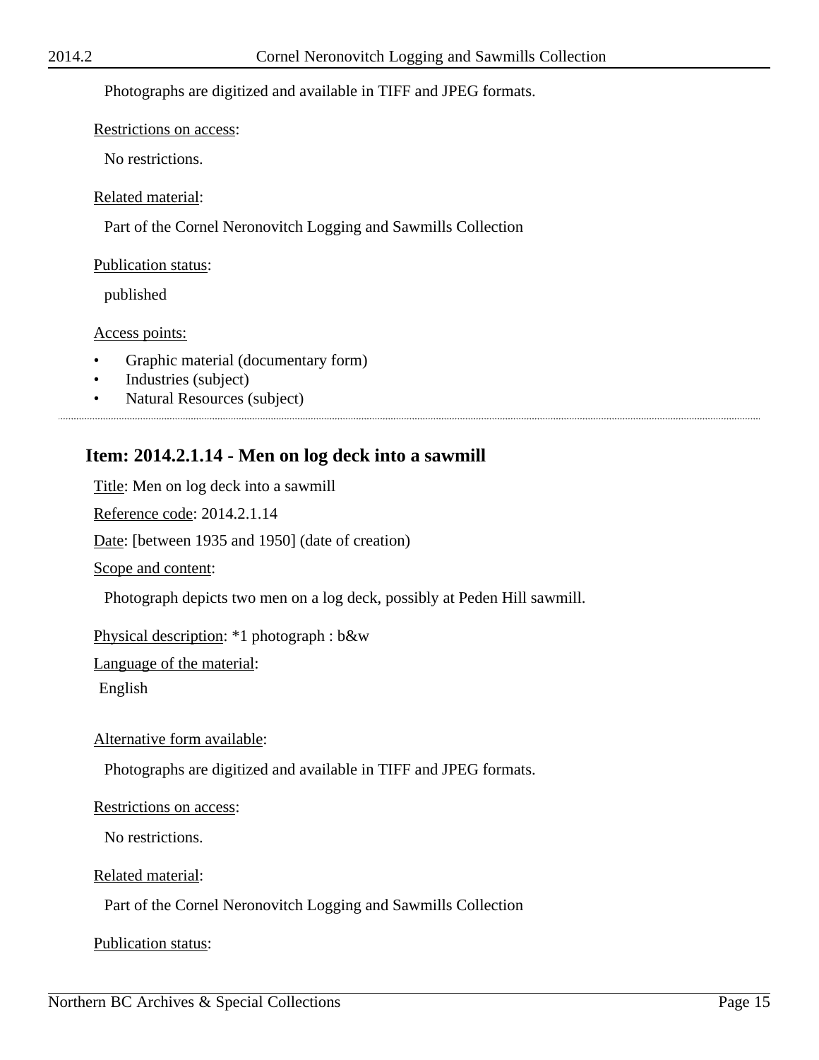Photographs are digitized and available in TIFF and JPEG formats.

Restrictions on access:

No restrictions.

Related material:

Part of the Cornel Neronovitch Logging and Sawmills Collection

Publication status:

published

Access points:

- Graphic material (documentary form)
- Industries (subject)
- Natural Resources (subject)

---

## Item: 2014.2.1.14 - Men on log deck into a sawmill

Title: Men on log deck into a sawmill

Reference code: 2014.2.1.14

Date: [between 1935 and 1950] (date of creation)

Scope and content:

Photograph depicts two men on a log deck, possibly at Peden Hill sawmill.

Physical description: *1 photograph : b&w

Language of the material:

English

Alternative form available:

Photographs are digitized and available in TIFF and JPEG formats.

Restrictions on access:

No restrictions.

Related material:

Part of the Cornel Neronovitch Logging and Sawmills Collection

Publication status: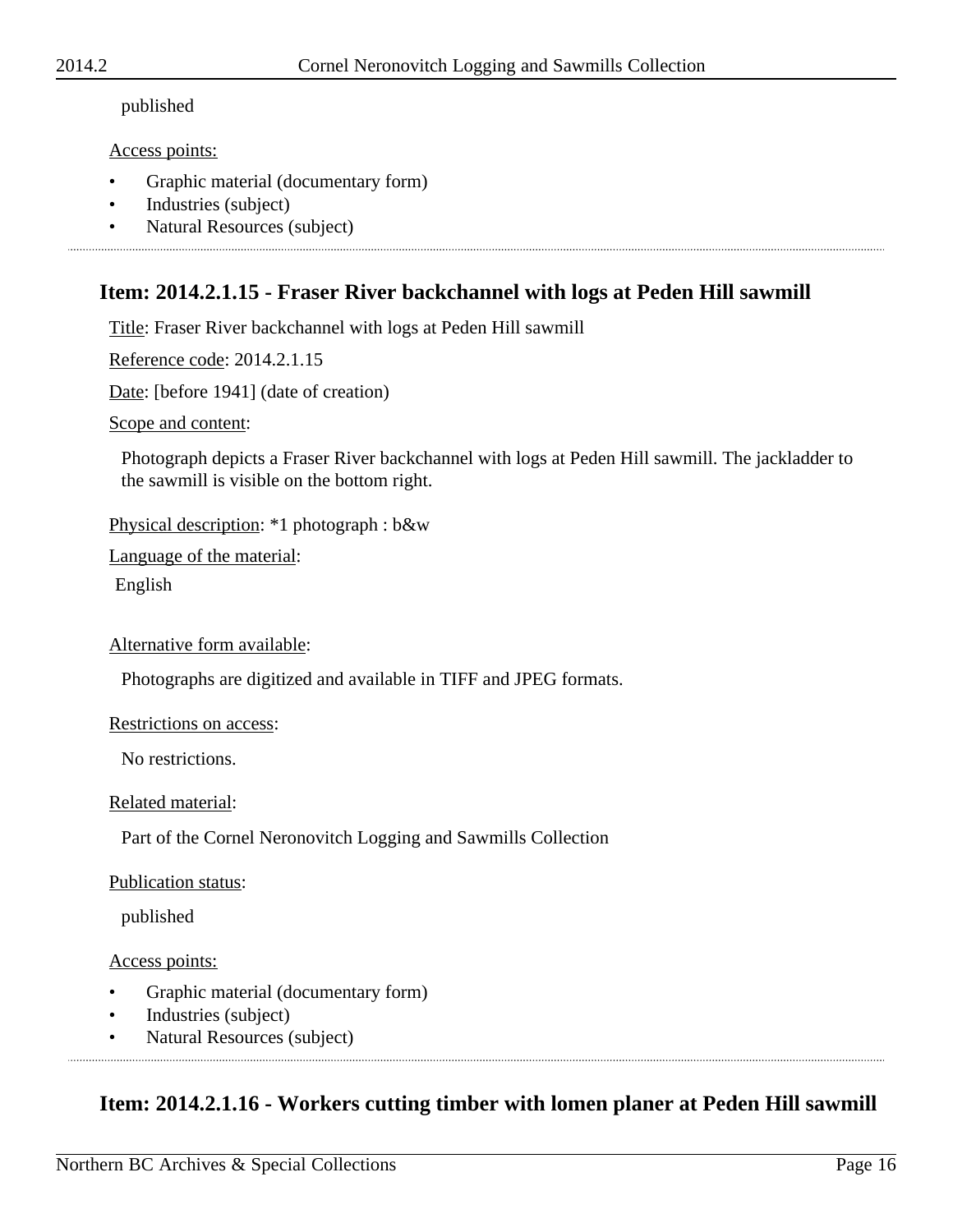published

Access points:

- Graphic material (documentary form)
- Industries (subject)
- Natural Resources (subject)

---

## Item: 2014.2.1.15 - Fraser River backchannel with logs at Peden Hill sawmill

Title: Fraser River backchannel with logs at Peden Hill sawmill

Reference code: 2014.2.1.15

Date: [before 1941] (date of creation)

Scope and content:

Photograph depicts a Fraser River backchannel with logs at Peden Hill sawmill. The jackladder to the sawmill is visible on the bottom right.

Physical description: *1 photograph : b&w

Language of the material:

English

Alternative form available:

Photographs are digitized and available in TIFF and JPEG formats.

Restrictions on access:

No restrictions.

Related material:

Part of the Cornel Neronovitch Logging and Sawmills Collection

Publication status:

published

Access points:

- Graphic material (documentary form)
- Industries (subject)
- Natural Resources (subject)

---

## Item: 2014.2.1.16 - Workers cutting timber with lomen planer at Peden Hill sawmill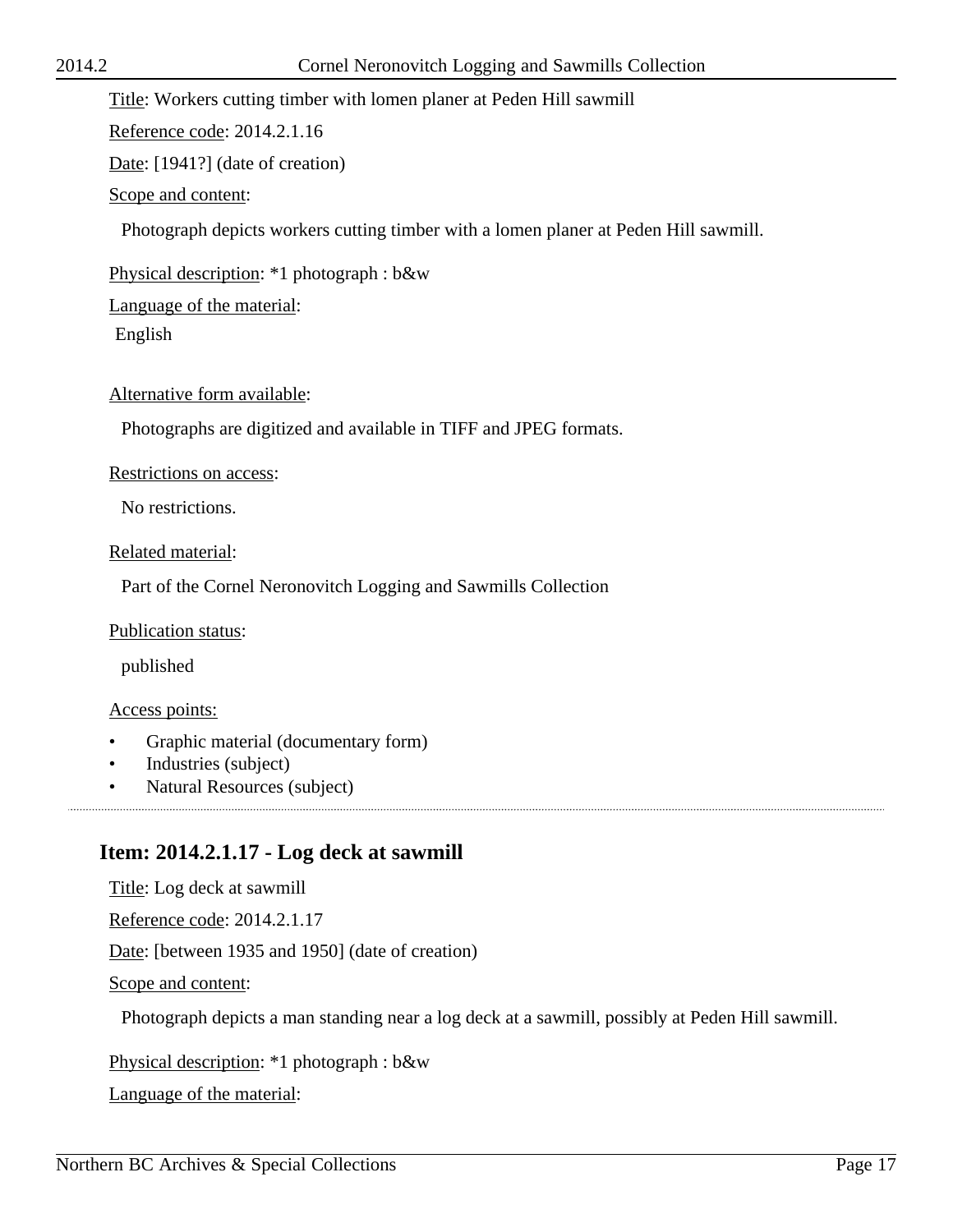Title: Workers cutting timber with lomen planer at Peden Hill sawmill

Reference code: 2014.2.1.16

Date: [1941?] (date of creation)

Scope and content:

Photograph depicts workers cutting timber with a lomen planer at Peden Hill sawmill.

Physical description: *1 photograph : b&w

Language of the material:

English

Alternative form available:

Photographs are digitized and available in TIFF and JPEG formats.

Restrictions on access:

No restrictions.

Related material:

Part of the Cornel Neronovitch Logging and Sawmills Collection

Publication status:

published

Access points:

- Graphic material (documentary form)
- Industries (subject)
- Natural Resources (subject)

---

## Item: 2014.2.1.17 - Log deck at sawmill

Title: Log deck at sawmill

Reference code: 2014.2.1.17

Date: [between 1935 and 1950] (date of creation)

Scope and content:

Photograph depicts a man standing near a log deck at a sawmill, possibly at Peden Hill sawmill.

Physical description: *1 photograph : b&w

Language of the material: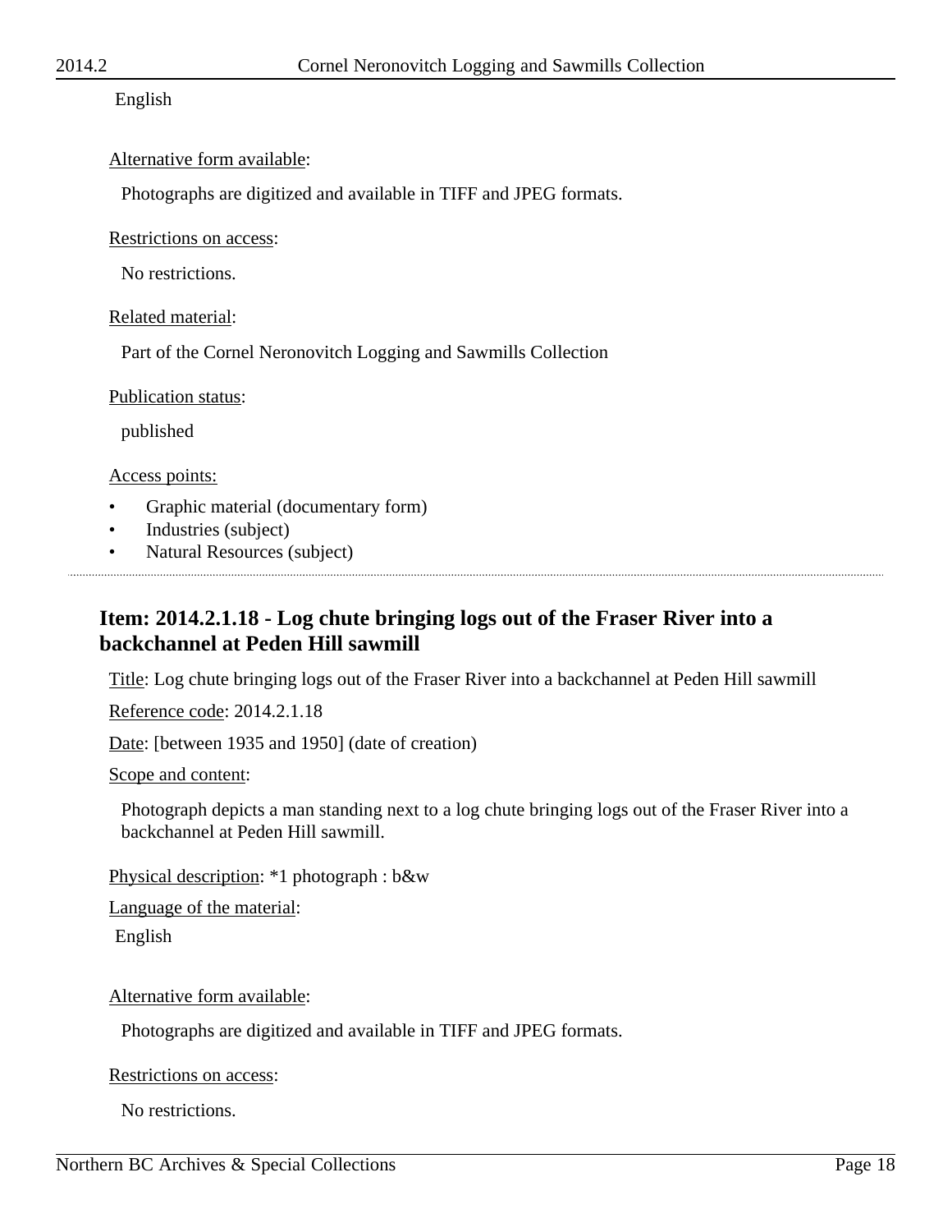English

Alternative form available:

Photographs are digitized and available in TIFF and JPEG formats.

Restrictions on access:

No restrictions.

Related material:

Part of the Cornel Neronovitch Logging and Sawmills Collection

Publication status:

published

Access points:

- Graphic material (documentary form)
- Industries (subject)
- Natural Resources (subject)

---

## Item: 2014.2.1.18 - Log chute bringing logs out of the Fraser River into a backchannel at Peden Hill sawmill

Title: Log chute bringing logs out of the Fraser River into a backchannel at Peden Hill sawmill

Reference code: 2014.2.1.18

Date: [between 1935 and 1950] (date of creation)

Scope and content:

Photograph depicts a man standing next to a log chute bringing logs out of the Fraser River into a backchannel at Peden Hill sawmill.

Physical description: *1 photograph : b&w

Language of the material:

English

Alternative form available:

Photographs are digitized and available in TIFF and JPEG formats.

Restrictions on access:

No restrictions.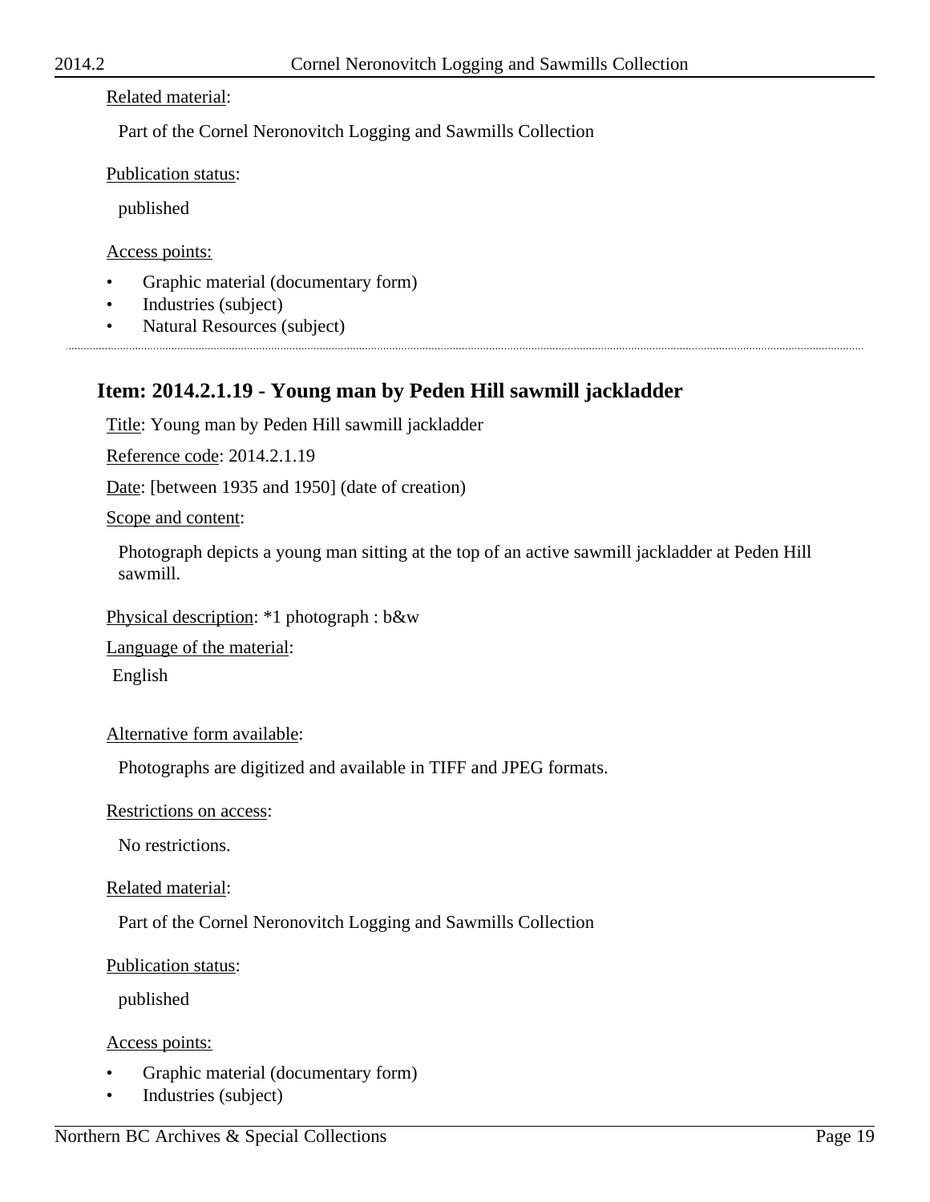Related material:

Part of the Cornel Neronovitch Logging and Sawmills Collection

Publication status:

published

Access points:

- Graphic material (documentary form)
- Industries (subject)
- Natural Resources (subject)

---

## Item: 2014.2.1.19 - Young man by Peden Hill sawmill jackladder

Title: Young man by Peden Hill sawmill jackladder

Reference code: 2014.2.1.19

Date: [between 1935 and 1950] (date of creation)

Scope and content:

Photograph depicts a young man sitting at the top of an active sawmill jackladder at Peden Hill sawmill.

Physical description: *1 photograph : b&w

Language of the material:

English

Alternative form available:

Photographs are digitized and available in TIFF and JPEG formats.

Restrictions on access:

No restrictions.

Related material:

Part of the Cornel Neronovitch Logging and Sawmills Collection

Publication status:

published

Access points:

- Graphic material (documentary form)
- Industries (subject)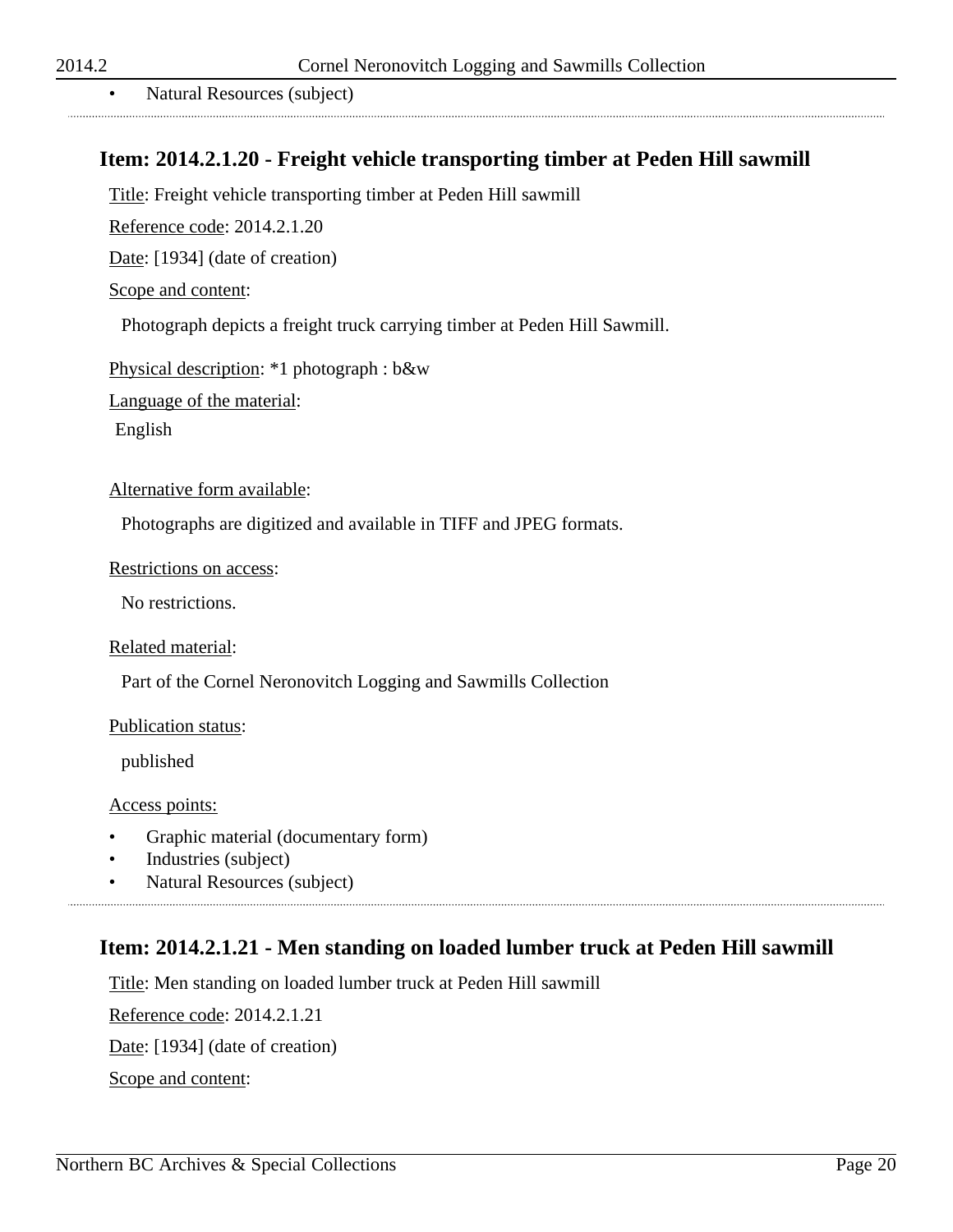- Natural Resources (subject)

## Item: 2014.2.1.20 - Freight vehicle transporting timber at Peden Hill sawmill

Title: Freight vehicle transporting timber at Peden Hill sawmill

Reference code: 2014.2.1.20

Date: [1934] (date of creation)

Scope and content:

Photograph depicts a freight truck carrying timber at Peden Hill Sawmill.

Physical description: *1 photograph : b&w

Language of the material:

English

Alternative form available:

Photographs are digitized and available in TIFF and JPEG formats.

Restrictions on access:

No restrictions.

Related material:

Part of the Cornel Neronovitch Logging and Sawmills Collection

Publication status:

published

Access points:

- Graphic material (documentary form)
- Industries (subject)
- Natural Resources (subject)

## Item: 2014.2.1.21 - Men standing on loaded lumber truck at Peden Hill sawmill

Title: Men standing on loaded lumber truck at Peden Hill sawmill

Reference code: 2014.2.1.21

Date: [1934] (date of creation)

Scope and content: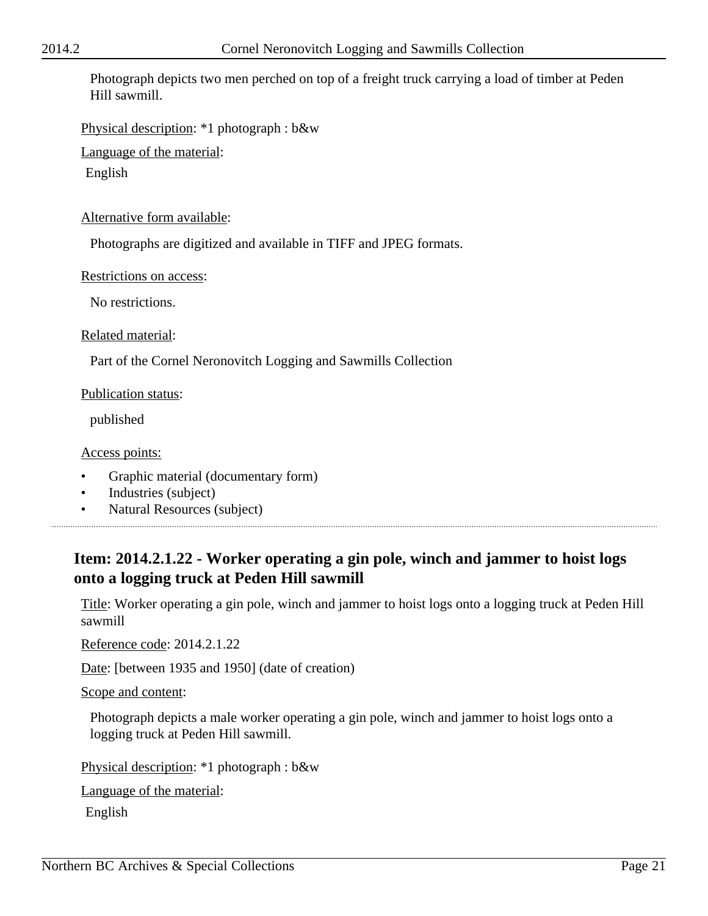Photograph depicts two men perched on top of a freight truck carrying a load of timber at Peden Hill sawmill.

Physical description: *1 photograph : b&w

Language of the material:

English

Alternative form available:

Photographs are digitized and available in TIFF and JPEG formats.

Restrictions on access:

No restrictions.

Related material:

Part of the Cornel Neronovitch Logging and Sawmills Collection

Publication status:

published

Access points:

- Graphic material (documentary form)
- Industries (subject)
- Natural Resources (subject)

---

## Item: 2014.2.1.22 - Worker operating a gin pole, winch and jammer to hoist logs onto a logging truck at Peden Hill sawmill

Title: Worker operating a gin pole, winch and jammer to hoist logs onto a logging truck at Peden Hill sawmill

Reference code: 2014.2.1.22

Date: [between 1935 and 1950] (date of creation)

Scope and content:

Photograph depicts a male worker operating a gin pole, winch and jammer to hoist logs onto a logging truck at Peden Hill sawmill.

Physical description: *1 photograph : b&w

Language of the material:

English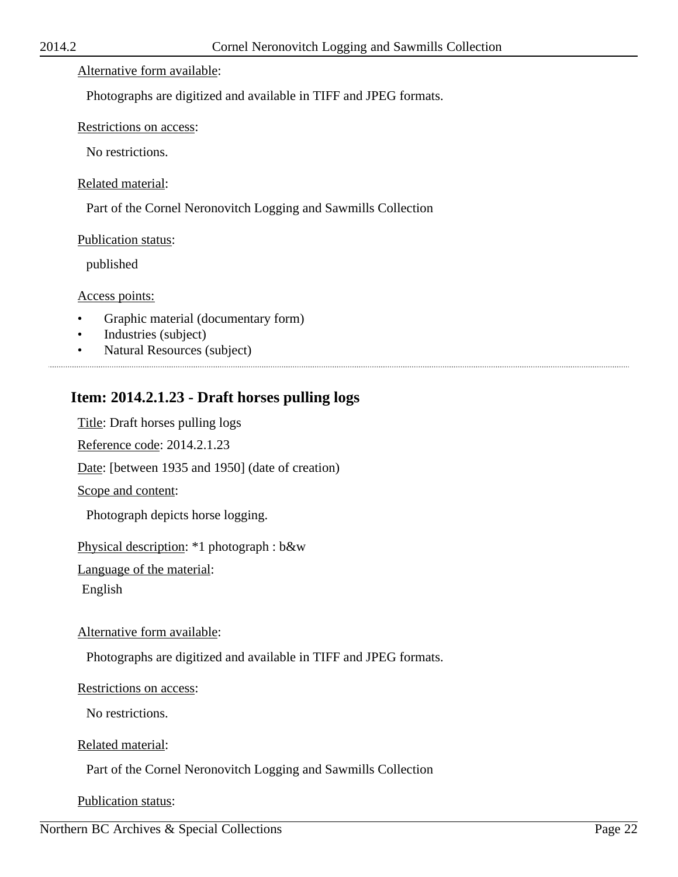Alternative form available:

Photographs are digitized and available in TIFF and JPEG formats.

Restrictions on access:

No restrictions.

Related material:

Part of the Cornel Neronovitch Logging and Sawmills Collection

Publication status:

published

Access points:

- Graphic material (documentary form)
- Industries (subject)
- Natural Resources (subject)

---

## Item: 2014.2.1.23 - Draft horses pulling logs

Title: Draft horses pulling logs

Reference code: 2014.2.1.23

Date: [between 1935 and 1950] (date of creation)

Scope and content:

Photograph depicts horse logging.

Physical description: *1 photograph : b&w

Language of the material:

English

Alternative form available:

Photographs are digitized and available in TIFF and JPEG formats.

Restrictions on access:

No restrictions.

Related material:

Part of the Cornel Neronovitch Logging and Sawmills Collection

Publication status: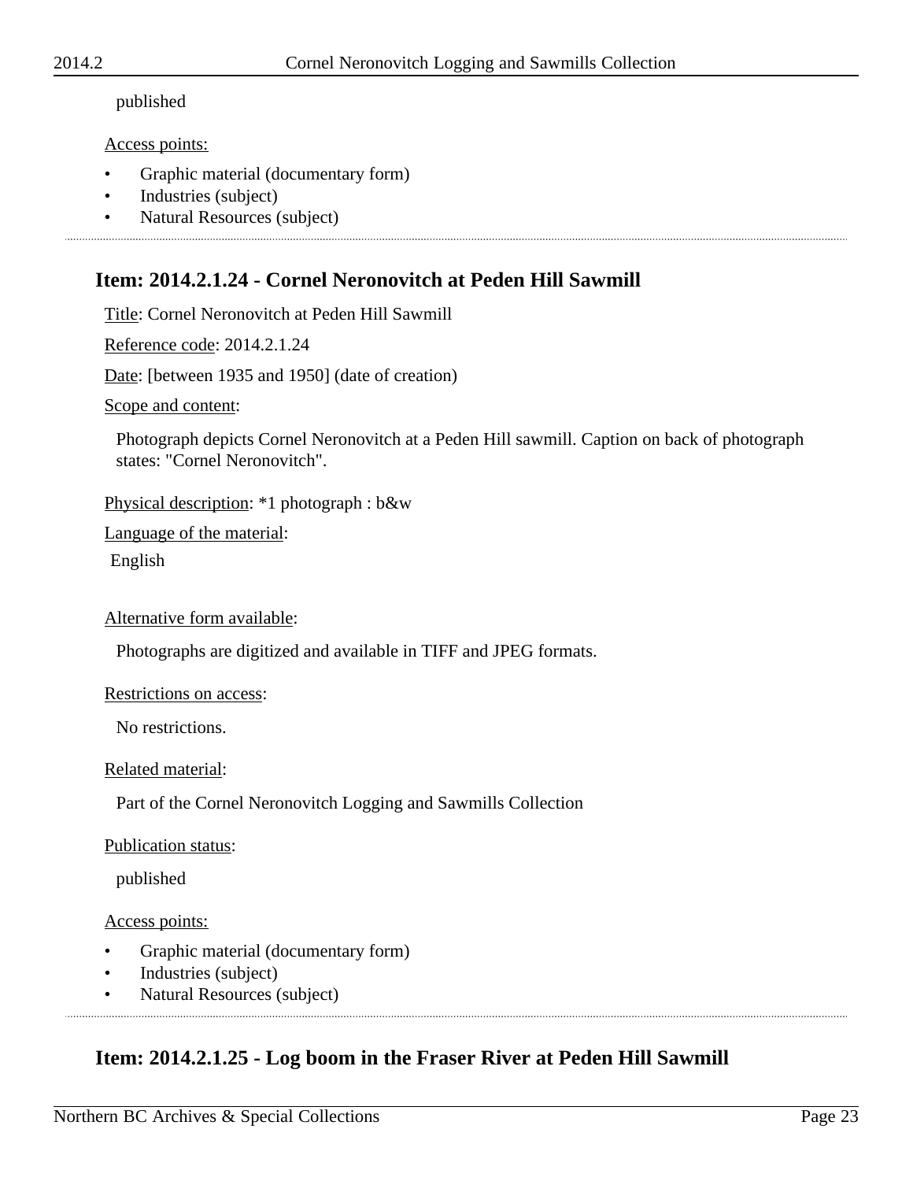published

Access points:

- Graphic material (documentary form)
- Industries (subject)
- Natural Resources (subject)

---

## Item: 2014.2.1.24 - Cornel Neronovitch at Peden Hill Sawmill

Title: Cornel Neronovitch at Peden Hill Sawmill

Reference code: 2014.2.1.24

Date: [between 1935 and 1950] (date of creation)

Scope and content:

Photograph depicts Cornel Neronovitch at a Peden Hill sawmill. Caption on back of photograph states: "Cornel Neronovitch".

Physical description: *1 photograph : b&w

Language of the material:

English

Alternative form available:

Photographs are digitized and available in TIFF and JPEG formats.

Restrictions on access:

No restrictions.

Related material:

Part of the Cornel Neronovitch Logging and Sawmills Collection

Publication status:

published

Access points:

- Graphic material (documentary form)
- Industries (subject)
- Natural Resources (subject)

---

## Item: 2014.2.1.25 - Log boom in the Fraser River at Peden Hill Sawmill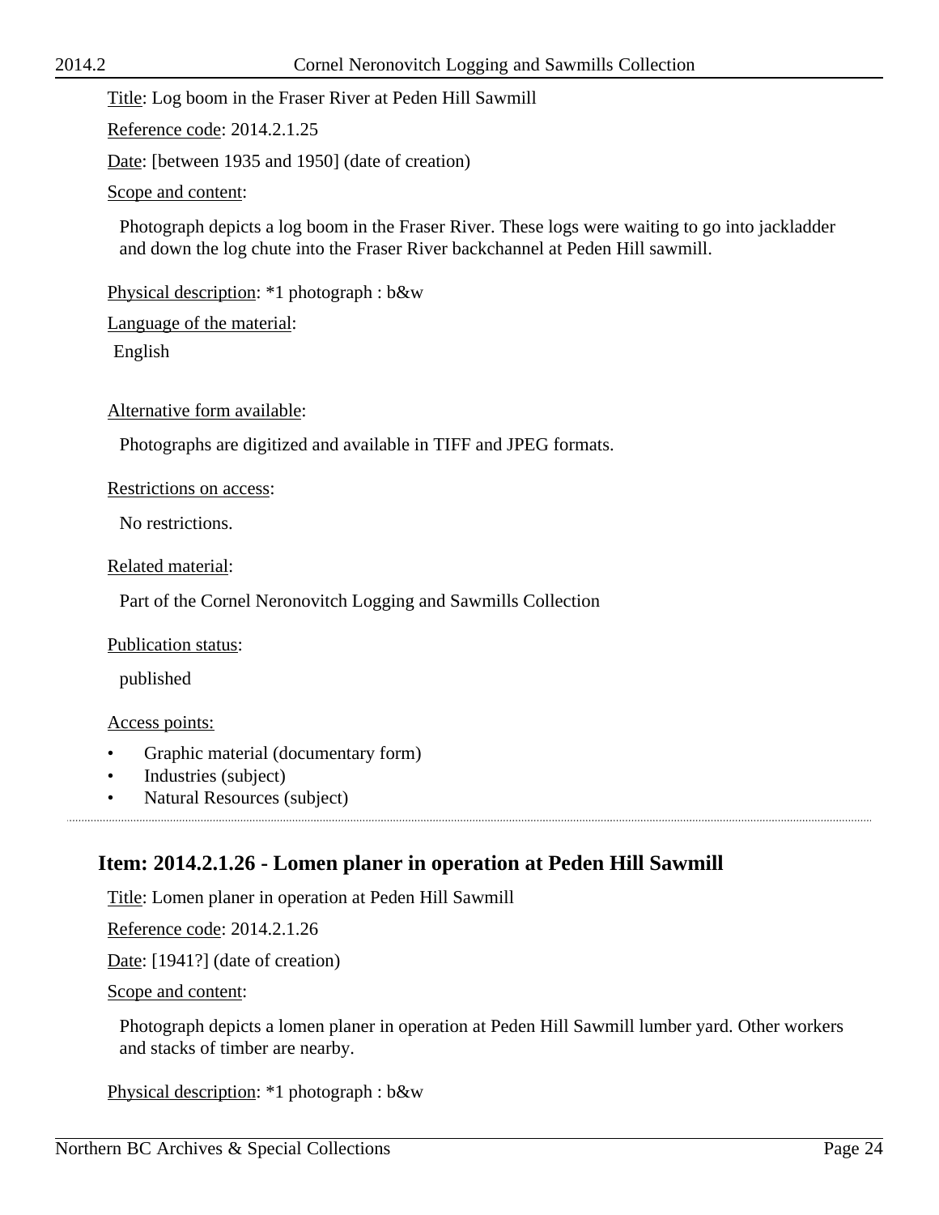Title: Log boom in the Fraser River at Peden Hill Sawmill

Reference code: 2014.2.1.25

Date: [between 1935 and 1950] (date of creation)

Scope and content:

Photograph depicts a log boom in the Fraser River. These logs were waiting to go into jackladder and down the log chute into the Fraser River backchannel at Peden Hill sawmill.

Physical description: *1 photograph : b&w

Language of the material:

English

Alternative form available:

Photographs are digitized and available in TIFF and JPEG formats.

Restrictions on access:

No restrictions.

Related material:

Part of the Cornel Neronovitch Logging and Sawmills Collection

Publication status:

published

Access points:

- Graphic material (documentary form)
- Industries (subject)
- Natural Resources (subject)

---

## Item: 2014.2.1.26 - Lomen planer in operation at Peden Hill Sawmill

Title: Lomen planer in operation at Peden Hill Sawmill

Reference code: 2014.2.1.26

Date: [1941?] (date of creation)

Scope and content:

Photograph depicts a lomen planer in operation at Peden Hill Sawmill lumber yard. Other workers and stacks of timber are nearby.

Physical description: *1 photograph : b&w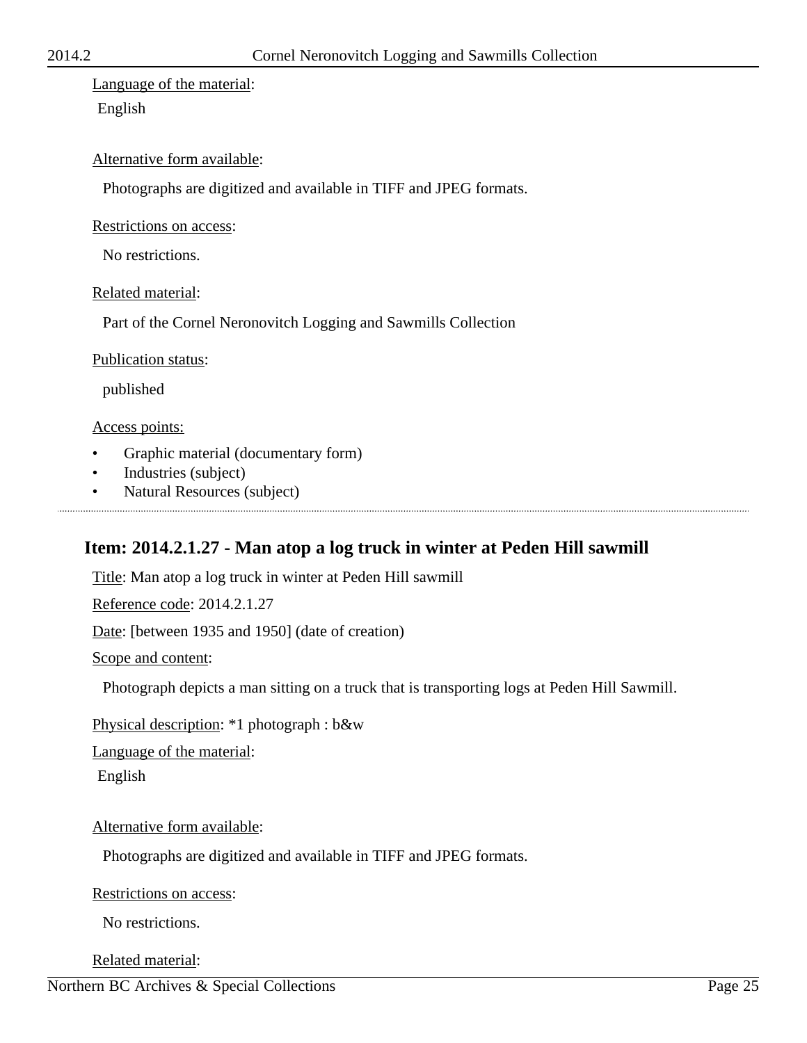Language of the material:

English

Alternative form available:

Photographs are digitized and available in TIFF and JPEG formats.

Restrictions on access:

No restrictions.

Related material:

Part of the Cornel Neronovitch Logging and Sawmills Collection

Publication status:

published

Access points:

- Graphic material (documentary form)
- Industries (subject)
- Natural Resources (subject)

---

## Item: 2014.2.1.27 - Man atop a log truck in winter at Peden Hill sawmill

Title: Man atop a log truck in winter at Peden Hill sawmill

Reference code: 2014.2.1.27

Date: [between 1935 and 1950] (date of creation)

Scope and content:

Photograph depicts a man sitting on a truck that is transporting logs at Peden Hill Sawmill.

Physical description: *1 photograph : b&w

Language of the material:

English

Alternative form available:

Photographs are digitized and available in TIFF and JPEG formats.

Restrictions on access:

No restrictions.

Related material: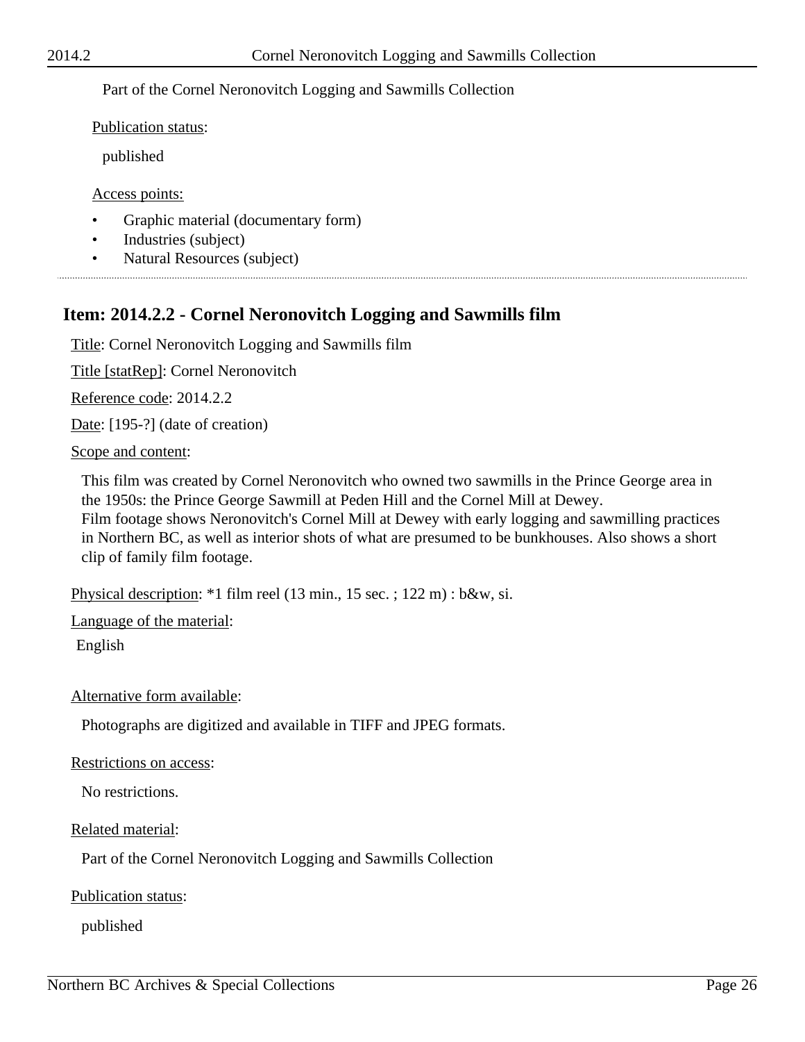Part of the Cornel Neronovitch Logging and Sawmills Collection

Publication status:

published

Access points:

- Graphic material (documentary form)
- Industries (subject)
- Natural Resources (subject)

---

## Item: 2014.2.2 - Cornel Neronovitch Logging and Sawmills film

Title: Cornel Neronovitch Logging and Sawmills film

Title [statRep]: Cornel Neronovitch

Reference code: 2014.2.2

Date: [195-?] (date of creation)

Scope and content:

This film was created by Cornel Neronovitch who owned two sawmills in the Prince George area in the 1950s: the Prince George Sawmill at Peden Hill and the Cornel Mill at Dewey.
Film footage shows Neronovitch's Cornel Mill at Dewey with early logging and sawmilling practices in Northern BC, as well as interior shots of what are presumed to be bunkhouses. Also shows a short clip of family film footage.

Physical description: *1 film reel (13 min., 15 sec. ; 122 m) : b&w, si.

Language of the material:

English

Alternative form available:

Photographs are digitized and available in TIFF and JPEG formats.

Restrictions on access:

No restrictions.

Related material:

Part of the Cornel Neronovitch Logging and Sawmills Collection

Publication status:

published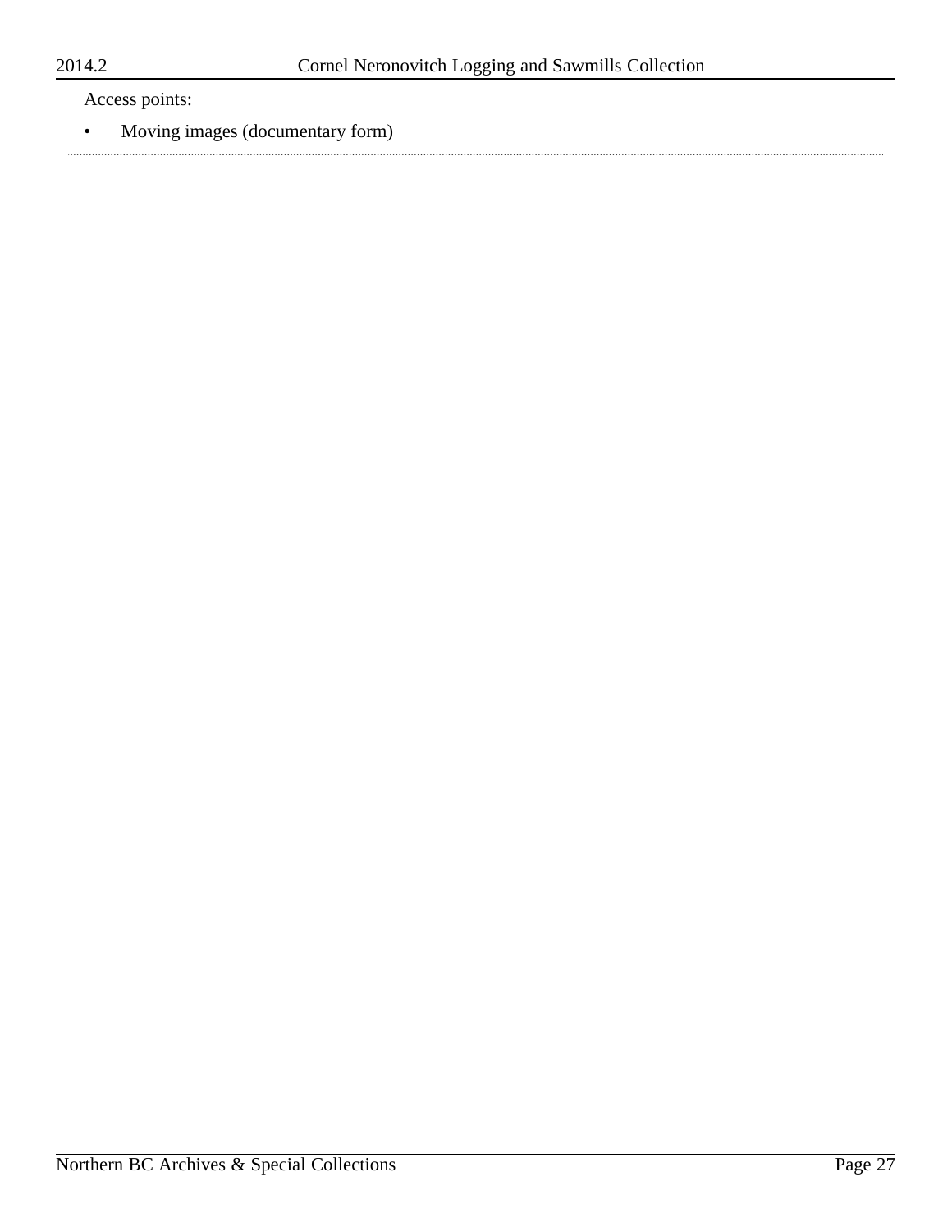Access points:

- Moving images (documentary form)